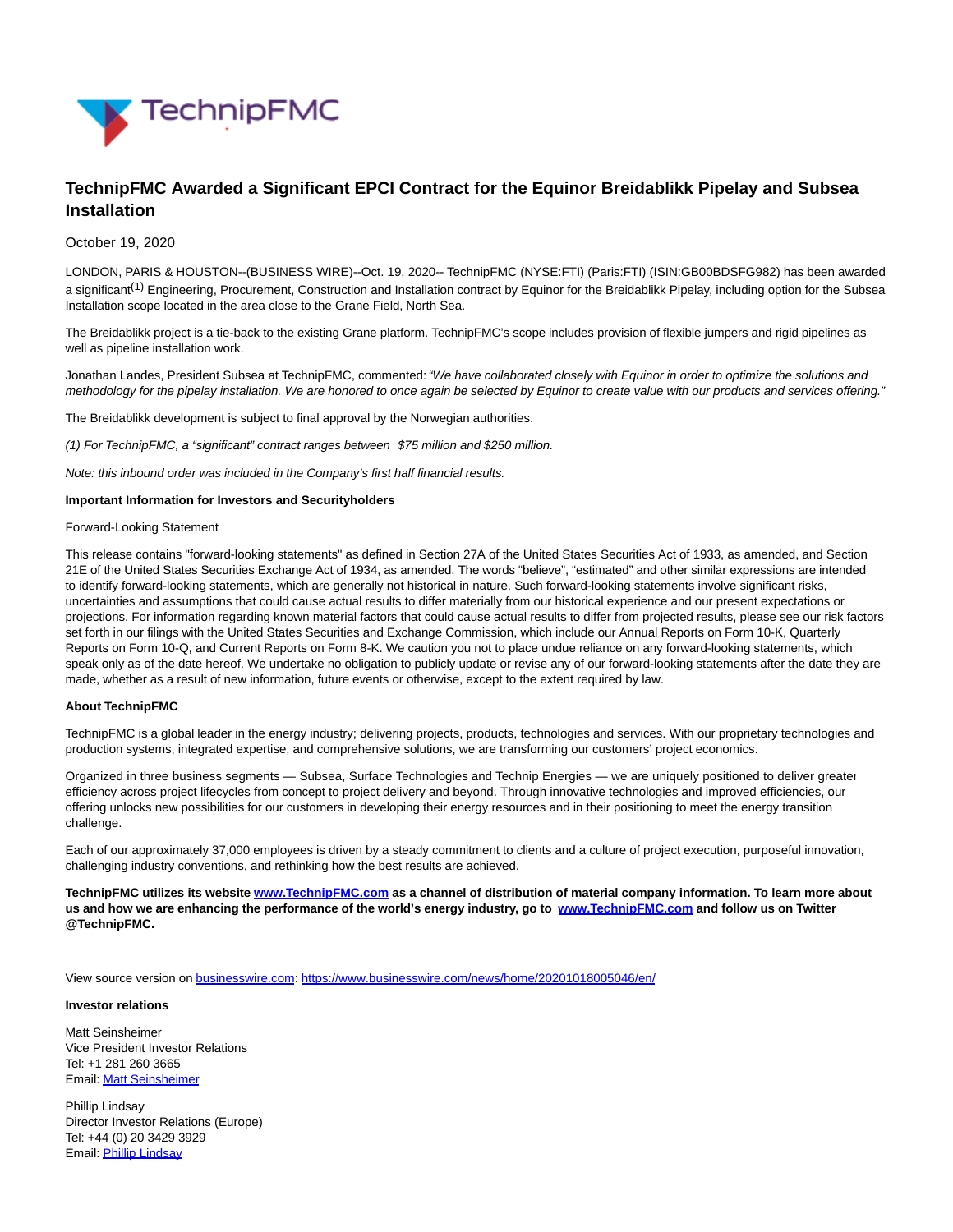# TechnipFMC Awarded a Significant EPCI Contract for the Equinor Breidablikk Pipelay and Subsea Installation

October 19, 2020

LONDON, PARIS & HOUSTON--(BUSINESS WIRE)--Oct. 19, 2020-- TechnipFMC (NYSE:FTI) (Paris:FTI) (ISIN:GB00BDSFG982) has been awarded a significant(1) Engineering, Procurement, Construction and Installation contract by Equinor for the Breidablikk Pipelay, including option for the Subsea Installation scope located in the area close to the Grane Field, North Sea.

The Breidablikk project is a tie-back to the existing Grane platform. TechnipFMC's scope includes provision of flexible jumpers and rigid pipelines as well as pipeline installation work.

Jonathan Landes, President Subsea at TechnipFMC, commented: *"We have collaborated closely with Equinor in order to optimize the solutions and methodology for the pipelay installation. We are honored to once again be selected by Equinor to create value with our products and services offering."*

The Breidablikk development is subject to final approval by the Norwegian authorities.

*(1) For TechnipFMC, a "significant" contract ranges between $75 million and $250 million.*

*Note: this inbound order was included in the Company's first half financial results.*

**Important Information for Investors and Securityholders**

Forward-Looking Statement

This release contains "forward-looking statements" as defined in Section 27A of the United States Securities Act of 1933, as amended, and Section 21E of the United States Securities Exchange Act of 1934, as amended. The words "believe", "estimated" and other similar expressions are intended to identify forward-looking statements, which are generally not historical in nature. Such forward-looking statements involve significant risks, uncertainties and assumptions that could cause actual results to differ materially from our historical experience and our present expectations or projections. For information regarding known material factors that could cause actual results to differ from projected results, please see our risk factors set forth in our filings with the United States Securities and Exchange Commission, which include our Annual Reports on Form 10-K, Quarterly Reports on Form 10-Q, and Current Reports on Form 8-K. We caution you not to place undue reliance on any forward-looking statements, which speak only as of the date hereof. We undertake no obligation to publicly update or revise any of our forward-looking statements after the date they are made, whether as a result of new information, future events or otherwise, except to the extent required by law.

**About TechnipFMC**

TechnipFMC is a global leader in the energy industry; delivering projects, products, technologies and services. With our proprietary technologies and production systems, integrated expertise, and comprehensive solutions, we are transforming our customers' project economics.

Organized in three business segments — Subsea, Surface Technologies and Technip Energies — we are uniquely positioned to deliver greater efficiency across project lifecycles from concept to project delivery and beyond. Through innovative technologies and improved efficiencies, our offering unlocks new possibilities for our customers in developing their energy resources and in their positioning to meet the energy transition challenge.

Each of our approximately 37,000 employees is driven by a steady commitment to clients and a culture of project execution, purposeful innovation, challenging industry conventions, and rethinking how the best results are achieved.

**TechnipFMC utilizes its website www.TechnipFMC.com as a channel of distribution of material company information. To learn more about us and how we are enhancing the performance of the world's energy industry, go to www.TechnipFMC.com and follow us on Twitter @TechnipFMC.**

View source version on businesswire.com: https://www.businesswire.com/news/home/20201018005046/en/

**Investor relations**

Matt Seinsheimer
Vice President Investor Relations
Tel: +1 281 260 3665
Email: Matt Seinsheimer

Phillip Lindsay
Director Investor Relations (Europe)
Tel: +44 (0) 20 3429 3929
Email: Phillip Lindsay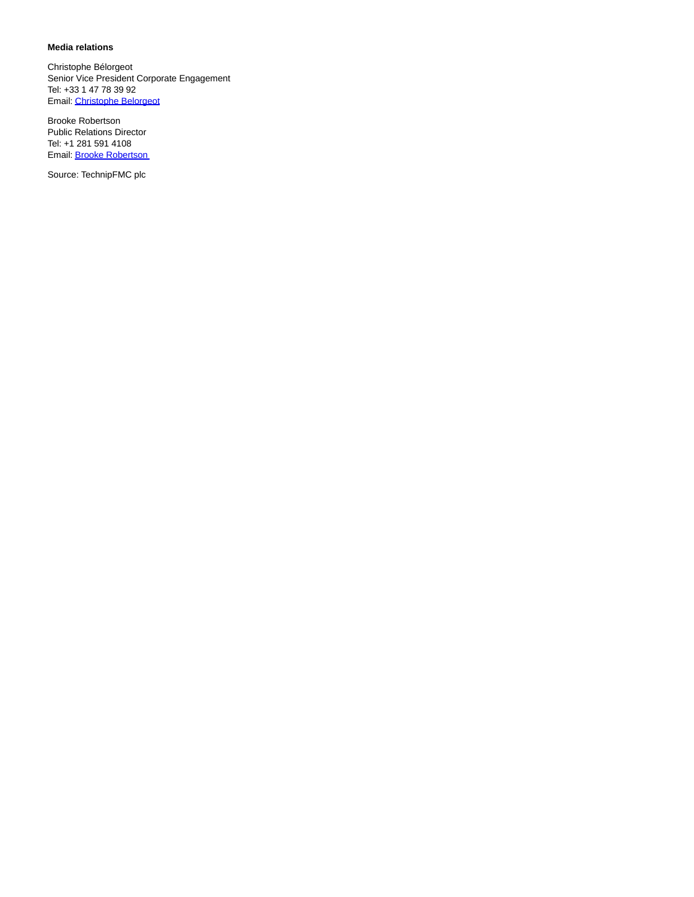**Media relations**

Christophe Bélorgeot
Senior Vice President Corporate Engagement
Tel: +33 1 47 78 39 92
Email: Christophe Belorgeot

Brooke Robertson
Public Relations Director
Tel: +1 281 591 4108
Email: Brooke Robertson

Source: TechnipFMC plc